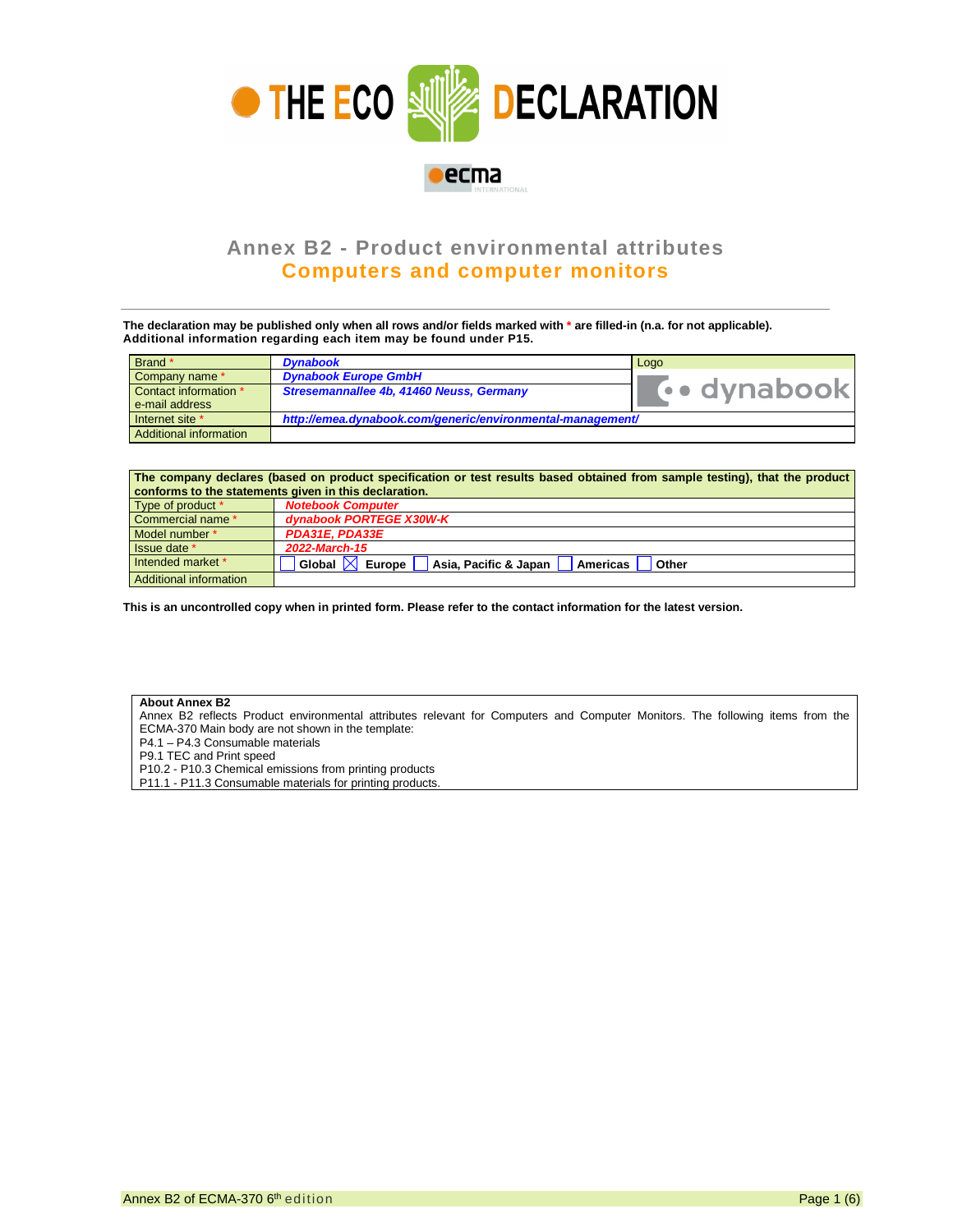# THE ECO DECLARATION

ecma INTERNATIONAL

## Annex B2 - Product environmental attributes

## Computers and computer monitors

**The declaration may be published only when all rows and/or fields marked with * are filled-in (n.a. for not applicable). Additional information regarding each item may be found under P15.**

| | | |
|---|---|---|
| Brand * | *Dynabook* | Logo |
| Company name * | *Dynabook Europe GmbH* | dynabook |
| Contact information * e-mail address | *Stresemannallee 4b, 41460 Neuss, Germany* | |
| Internet site * | *http://emea.dynabook.com/generic/environmental-management/* | |
| Additional information | | |

| The company declares (based on product specification or test results based obtained from sample testing), that the product conforms to the statements given in this declaration. | |
|---|---|
| Type of product * | *Notebook Computer* |
| Commercial name * | *dynabook PORTEGE X30W-K* |
| Model number * | *PDA31E, PDA33E* |
| Issue date * | *2022-March-15* |
| Intended market * | ☐ Global ☒ Europe ☐ Asia, Pacific & Japan ☐ Americas ☐ Other |
| Additional information | |

**This is an uncontrolled copy when in printed form. Please refer to the contact information for the latest version.**

**About Annex B2**
Annex B2 reflects Product environmental attributes relevant for Computers and Computer Monitors. The following items from the ECMA-370 Main body are not shown in the template:
P4.1 – P4.3 Consumable materials
P9.1 TEC and Print speed
P10.2 - P10.3 Chemical emissions from printing products
P11.1 - P11.3 Consumable materials for printing products.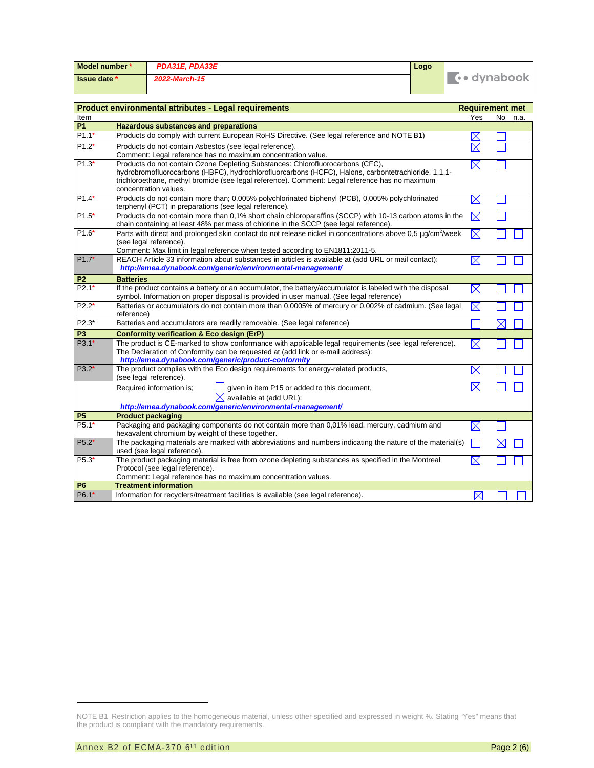| Model number * | PDA31E, PDA33E | Logo | dynabook |
|---|---|---|---|
| Issue date * | 2022-March-15 | | |

| Product environmental attributes - Legal requirements | | Requirement met | | |
|---|---|---|---|---|
| Item | | Yes | No | n.a. |
| **P1** | **Hazardous substances and preparations** | | | |
| P1.1* | Products do comply with current European RoHS Directive. (See legal reference and NOTE B1) | ☒ | ☐ | |
| P1.2* | Products do not contain Asbestos (see legal reference). Comment: Legal reference has no maximum concentration value. | ☒ | ☐ | |
| P1.3* | Products do not contain Ozone Depleting Substances: Chlorofluorocarbons (CFC), hydrobromofluorocarbons (HBFC), hydrochlorofluorcarbons (HCFC), Halons, carbontetrachloride, 1,1,1-trichloroethane, methyl bromide (see legal reference). Comment: Legal reference has no maximum concentration values. | ☒ | ☐ | |
| P1.4* | Products do not contain more than; 0,005% polychlorinated biphenyl (PCB), 0,005% polychlorinated terphenyl (PCT) in preparations (see legal reference). | ☒ | ☐ | |
| P1.5* | Products do not contain more than 0,1% short chain chloroparaffins (SCCP) with 10-13 carbon atoms in the chain containing at least 48% per mass of chlorine in the SCCP (see legal reference). | ☒ | ☐ | |
| P1.6* | Parts with direct and prolonged skin contact do not release nickel in concentrations above 0,5 μg/cm$^2$/week (see legal reference). Comment: Max limit in legal reference when tested according to EN1811:2011-5. | ☒ | ☐ | ☐ |
| P1.7* | REACH Article 33 information about substances in articles is available at (add URL or mail contact): ***http://emea.dynabook.com/generic/environmental-management/*** | ☒ | ☐ | ☐ |
| **P2** | **Batteries** | | | |
| P2.1* | If the product contains a battery or an accumulator, the battery/accumulator is labeled with the disposal symbol. Information on proper disposal is provided in user manual. (See legal reference) | ☒ | ☐ | ☐ |
| P2.2* | Batteries or accumulators do not contain more than 0,0005% of mercury or 0,002% of cadmium. (See legal reference) | ☒ | ☐ | ☐ |
| P2.3* | Batteries and accumulators are readily removable. (See legal reference) | ☐ | ☒ | ☐ |
| **P3** | **Conformity verification & Eco design (ErP)** | | | |
| P3.1* | The product is CE-marked to show conformance with applicable legal requirements (see legal reference). The Declaration of Conformity can be requested at (add link or e-mail address): ***http://emea.dynabook.com/generic/product-conformity*** | ☒ | ☐ | ☐ |
| P3.2* | The product complies with the Eco design requirements for energy-related products, (see legal reference). | ☒ | ☐ | ☐ |
| | Required information is; ☐ given in item P15 or added to this document, ☒ available at (add URL): ***http://emea.dynabook.com/generic/environmental-management/*** | ☒ | ☐ | ☐ |
| **P5** | **Product packaging** | | | |
| P5.1* | Packaging and packaging components do not contain more than 0,01% lead, mercury, cadmium and hexavalent chromium by weight of these together. | ☒ | ☐ | |
| P5.2* | The packaging materials are marked with abbreviations and numbers indicating the nature of the material(s) used (see legal reference). | ☐ | ☒ | ☐ |
| P5.3* | The product packaging material is free from ozone depleting substances as specified in the Montreal Protocol (see legal reference). Comment: Legal reference has no maximum concentration values. | ☒ | ☐ | ☐ |
| **P6** | **Treatment information** | | | |
| P6.1* | Information for recyclers/treatment facilities is available (see legal reference). | ☒ | ☐ | ☐ |

NOTE B1 Restriction applies to the homogeneous material, unless other specified and expressed in weight %. Stating "Yes" means that the product is compliant with the mandatory requirements.

Annex B2 of ECMA-370 6th edition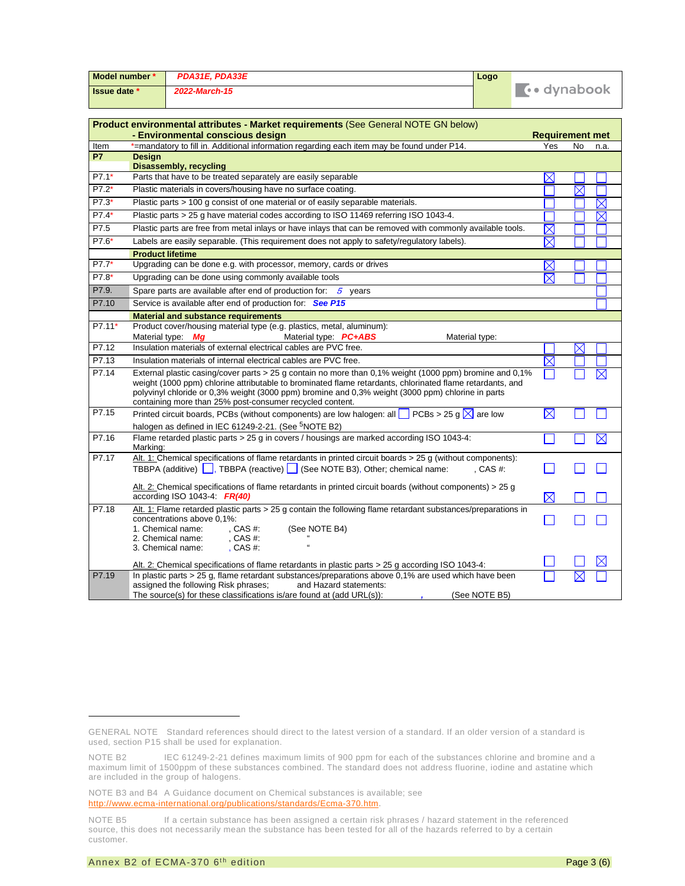| Model number * | *PDA31E, PDA33E* | Logo | dynabook |
|---|---|---|---|
| Issue date * | *2022-March-15* | | |

| Item | **Product environmental attributes - Market requirements** (See General NOTE GN below) **- Environmental conscious design** *=mandatory to fill in. Additional information regarding each item may be found under P14. | Yes | No | n.a. |
|---|---|---|---|---|
| **P7** | **Design** **Disassembly, recycling** | | | |
| P7.1* | Parts that have to be treated separately are easily separable | ☒ | ☐ | ☐ |
| P7.2* | Plastic materials in covers/housing have no surface coating. | ☐ | ☒ | ☐ |
| P7.3* | Plastic parts > 100 g consist of one material or of easily separable materials. | ☐ | ☐ | ☒ |
| P7.4* | Plastic parts > 25 g have material codes according to ISO 11469 referring ISO 1043-4. | ☐ | ☐ | ☒ |
| P7.5 | Plastic parts are free from metal inlays or have inlays that can be removed with commonly available tools. | ☒ | ☐ | ☐ |
| P7.6* | Labels are easily separable. (This requirement does not apply to safety/regulatory labels). | ☒ | ☐ | ☐ |
| | **Product lifetime** | | | |
| P7.7* | Upgrading can be done e.g. with processor, memory, cards or drives | ☒ | ☐ | ☐ |
| P7.8* | Upgrading can be done using commonly available tools | ☒ | ☐ | ☐ |
| P7.9. | Spare parts are available after end of production for: *5* years | | | ☐ |
| P7.10 | Service is available after end of production for: ***See P15*** | | | ☐ |
| | **Material and substance requirements** | | | |
| P7.11* | Product cover/housing material type (e.g. plastics, metal, aluminum): Material type: ***Mg*** Material type: ***PC+ABS*** Material type: | | | |
| P7.12 | Insulation materials of external electrical cables are PVC free. | ☐ | ☒ | ☐ |
| P7.13 | Insulation materials of internal electrical cables are PVC free. | ☒ | ☐ | ☐ |
| P7.14 | External plastic casing/cover parts > 25 g contain no more than 0,1% weight (1000 ppm) bromine and 0,1% weight (1000 ppm) chlorine attributable to brominated flame retardants, chlorinated flame retardants, and polyvinyl chloride or 0,3% weight (3000 ppm) bromine and 0,3% weight (3000 ppm) chlorine in parts containing more than 25% post-consumer recycled content. | ☐ | ☐ | ☒ |
| P7.15 | Printed circuit boards, PCBs (without components) are low halogen: all ☐ PCBs > 25 g ☒ are low halogen as defined in IEC 61249-2-21. (See [5]NOTE B2) | ☒ | ☐ | ☐ |
| P7.16 | Flame retarded plastic parts > 25 g in covers / housings are marked according ISO 1043-4: Marking: | ☐ | ☐ | ☒ |
| P7.17 | Alt. 1: Chemical specifications of flame retardants in printed circuit boards > 25 g (without components): TBBPA (additive) ☐, TBBPA (reactive) ☐ (See NOTE B3), Other; chemical name: , CAS #: | ☐ | ☐ | ☐ |
| | Alt. 2: Chemical specifications of flame retardants in printed circuit boards (without components) > 25 g according ISO 1043-4: ***FR(40)*** | ☒ | ☐ | ☐ |
| P7.18 | Alt. 1: Flame retarded plastic parts > 25 g contain the following flame retardant substances/preparations in concentrations above 0,1%: 1. Chemical name: , CAS #: (See NOTE B4) 2. Chemical name: , CAS #: " 3. Chemical name: , CAS #: " | ☐ | ☐ | ☐ |
| | Alt. 2: Chemical specifications of flame retardants in plastic parts > 25 g according ISO 1043-4: | ☐ | ☐ | ☒ |
| P7.19 | In plastic parts > 25 g, flame retardant substances/preparations above 0,1% are used which have been assigned the following Risk phrases; and Hazard statements: The source(s) for these classifications is/are found at (add URL(s)): , (See NOTE B5) | ☐ | ☒ | ☐ |

GENERAL NOTE Standard references should direct to the latest version of a standard. If an older version of a standard is used, section P15 shall be used for explanation.

NOTE B2 IEC 61249-2-21 defines maximum limits of 900 ppm for each of the substances chlorine and bromine and a maximum limit of 1500ppm of these substances combined. The standard does not address fluorine, iodine and astatine which are included in the group of halogens.

NOTE B3 and B4 A Guidance document on Chemical substances is available; see http://www.ecma-international.org/publications/standards/Ecma-370.htm.

NOTE B5 If a certain substance has been assigned a certain risk phrases / hazard statement in the referenced source, this does not necessarily mean the substance has been tested for all of the hazards referred to by a certain customer.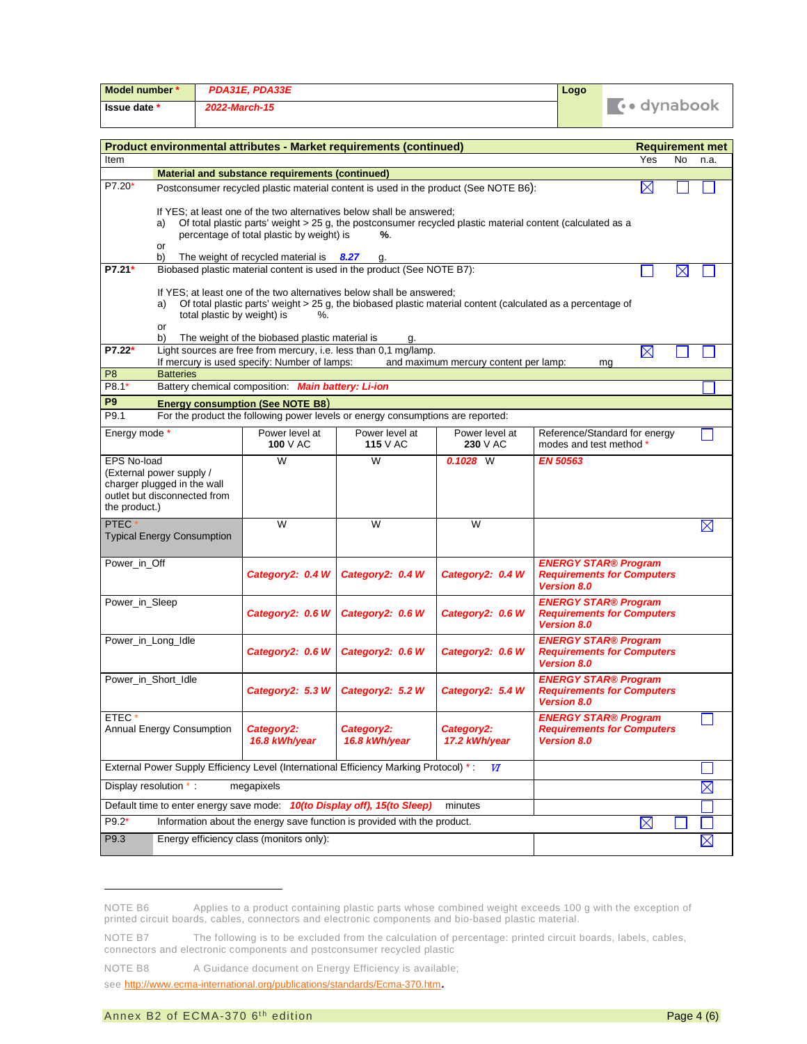| Model number * | PDA31E, PDA33E | Logo |
|---|---|---|
| Issue date * | 2022-March-15 | dynabook |

| Product environmental attributes - Market requirements (continued) | | Requirement met | | |
|---|---|---|---|---|
| Item | | Yes | No | n.a. |
| | **Material and substance requirements (continued)** | | | |
| P7.20* | Postconsumer recycled plastic material content is used in the product (See NOTE B6):<br><br>If YES; at least one of the two alternatives below shall be answered;<br>a) Of total plastic parts' weight > 25 g, the postconsumer recycled plastic material content (calculated as a percentage of total plastic by weight) is %.<br>or<br>b) The weight of recycled material is *8.27* g. | ☒ | ☐ | ☐ |
| **P7.21*** | Biobased plastic material content is used in the product (See NOTE B7):<br><br>If YES; at least one of the two alternatives below shall be answered;<br>a) Of total plastic parts' weight > 25 g, the biobased plastic material content (calculated as a percentage of total plastic by weight) is %.<br>or<br>b) The weight of the biobased plastic material is g. | ☐ | ☒ | ☐ |
| **P7.22*** | Light sources are free from mercury, i.e. less than 0,1 mg/lamp.<br>If mercury is used specify: Number of lamps: and maximum mercury content per lamp: mg | ☒ | ☐ | ☐ |
| P8 | Batteries | | | |
| P8.1* | Battery chemical composition: *Main battery: Li-ion* | | | ☐ |
| **P9** | **Energy consumption (See NOTE B8)** | | | |
| P9.1 | For the product the following power levels or energy consumptions are reported: | | | |

| Energy mode * | Power level at **100** V AC | Power level at **115** V AC | Power level at **230** V AC | Reference/Standard for energy modes and test method * | |
|---|---|---|---|---|---|
| EPS No-load (External power supply / charger plugged in the wall outlet but disconnected from the product.) | W | W | *0.1028* W | *EN 50563* | ☐ |
| PTEC * Typical Energy Consumption | W | W | W | | ☒ |
| Power_in_Off | *Category2: 0.4 W* | *Category2: 0.4 W* | *Category2: 0.4 W* | *ENERGY STAR® Program Requirements for Computers Version 8.0* | |
| Power_in_Sleep | *Category2: 0.6 W* | *Category2: 0.6 W* | *Category2: 0.6 W* | *ENERGY STAR® Program Requirements for Computers Version 8.0* | |
| Power_in_Long_Idle | *Category2: 0.6 W* | *Category2: 0.6 W* | *Category2: 0.6 W* | *ENERGY STAR® Program Requirements for Computers Version 8.0* | |
| Power_in_Short_Idle | *Category2: 5.3 W* | *Category2: 5.2 W* | *Category2: 5.4 W* | *ENERGY STAR® Program Requirements for Computers Version 8.0* | |
| ETEC * Annual Energy Consumption | *Category2: 16.8 kWh/year* | *Category2: 16.8 kWh/year* | *Category2: 17.2 kWh/year* | *ENERGY STAR® Program Requirements for Computers Version 8.0* | ☐ |
| External Power Supply Efficiency Level (International Efficiency Marking Protocol) * : *VI* | | | | | ☐ |
| Display resolution * : megapixels | | | | | ☒ |
| Default time to enter energy save mode: *10(to Display off), 15(to Sleep)* minutes | | | | | ☐ |

| Item | | Yes | No | n.a. |
|---|---|---|---|---|
| P9.2* | Information about the energy save function is provided with the product. | ☒ | ☐ | ☐ |
| P9.3 | Energy efficiency class (monitors only): | | | ☒ |

NOTE B6 Applies to a product containing plastic parts whose combined weight exceeds 100 g with the exception of printed circuit boards, cables, connectors and electronic components and bio-based plastic material.

NOTE B7 The following is to be excluded from the calculation of percentage: printed circuit boards, labels, cables, connectors and electronic components and postconsumer recycled plastic

NOTE B8 A Guidance document on Energy Efficiency is available;
see http://www.ecma-international.org/publications/standards/Ecma-370.htm.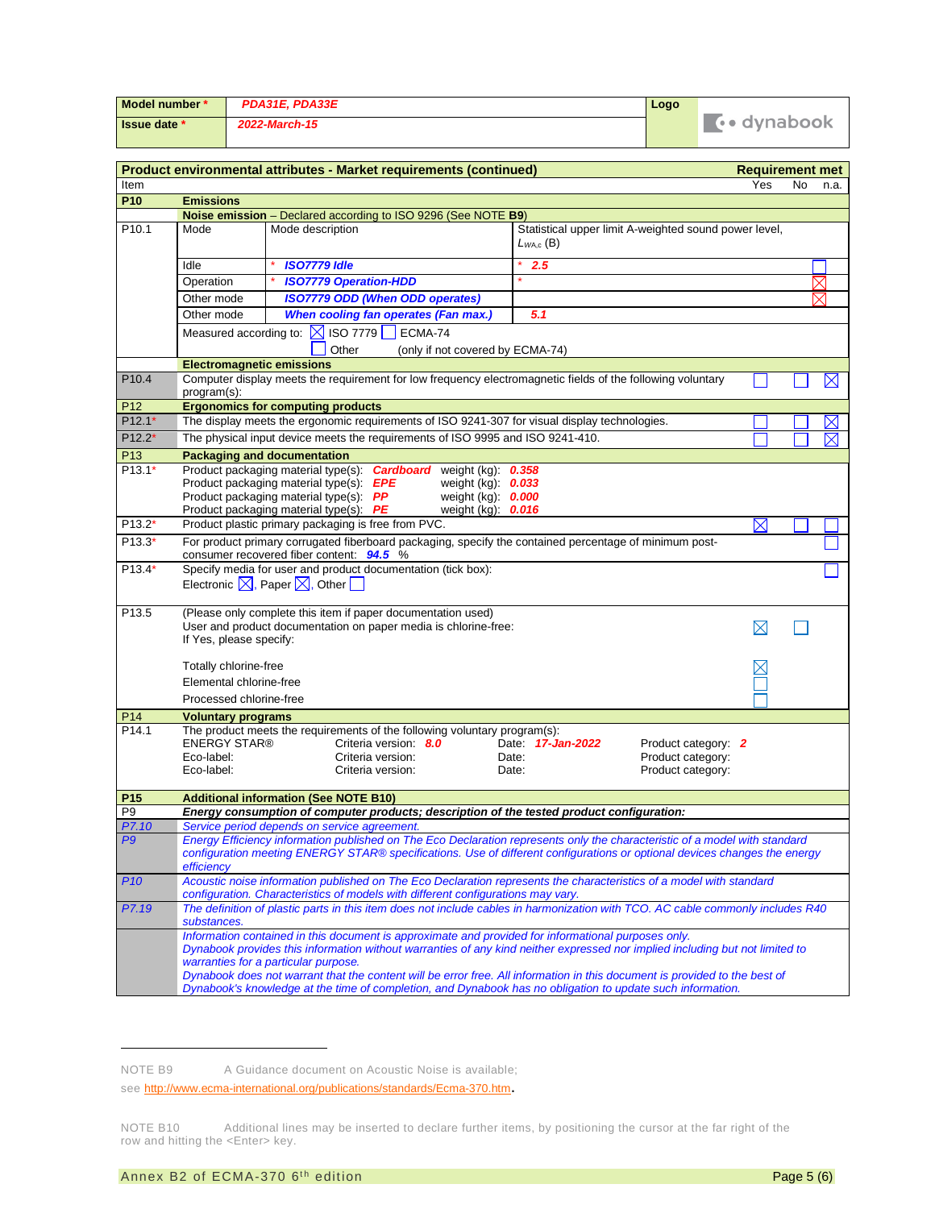| Model number * | PDA31E, PDA33E | Logo |
|---|---|---|
| Issue date * | 2022-March-15 | dynabook |

| Product environmental attributes - Market requirements (continued) | | | | Requirement met | | |
|---|---|---|---|---|---|---|
| Item | | | | Yes | No | n.a. |
| **P10** | **Emissions** | | | | | |
| | **Noise emission** – Declared according to ISO 9296 (See NOTE **B9**) | | | | | |
| P10.1 | Mode | Mode description | Statistical upper limit A-weighted sound power level, $L_{WA,c}$ (B) | | | |
| | Idle | * *ISO7779 Idle* | * *2.5* | | | ☐ |
| | Operation | * *ISO7779 Operation-HDD* | * | | | ☒ |
| | Other mode | *ISO7779 ODD (When ODD operates)* | | | | ☒ |
| | Other mode | *When cooling fan operates (Fan max.)* | *5.1* | | | |
| | Measured according to: ☒ ISO 7779 ☐ ECMA-74 ☐ Other (only if not covered by ECMA-74) | | | | | |
| | **Electromagnetic emissions** | | | | | |
| P10.4 | Computer display meets the requirement for low frequency electromagnetic fields of the following voluntary program(s): | | | ☐ | ☐ | ☒ |
| P12 | **Ergonomics for computing products** | | | | | |
| P12.1* | The display meets the ergonomic requirements of ISO 9241-307 for visual display technologies. | | | ☐ | ☐ | ☒ |
| P12.2* | The physical input device meets the requirements of ISO 9995 and ISO 9241-410. | | | ☐ | ☐ | ☒ |
| P13 | **Packaging and documentation** | | | | | |
| P13.1* | Product packaging material type(s): *Cardboard* weight (kg): *0.358*<br>Product packaging material type(s): *EPE* weight (kg): *0.033*<br>Product packaging material type(s): *PP* weight (kg): *0.000*<br>Product packaging material type(s): *PE* weight (kg): *0.016* | | | | | |
| P13.2* | Product plastic primary packaging is free from PVC. | | | ☒ | ☐ | ☐ |
| P13.3* | For product primary corrugated fiberboard packaging, specify the contained percentage of minimum post-consumer recovered fiber content: *94.5* % | | | | | ☐ |
| P13.4* | Specify media for user and product documentation (tick box):<br>Electronic ☒, Paper ☒, Other ☐ | | | | | ☐ |
| P13.5 | (Please only complete this item if paper documentation used)<br>User and product documentation on paper media is chlorine-free:<br>If Yes, please specify: | | | ☒ | ☐ | |
| | Totally chlorine-free | | | ☒ | | |
| | Elemental chlorine-free | | | ☐ | | |
| | Processed chlorine-free | | | ☐ | | |
| P14 | **Voluntary programs** | | | | | |
| P14.1 | The product meets the requirements of the following voluntary program(s):<br>ENERGY STAR® Criteria version: *8.0* Date: *17-Jan-2022* Product category: *2*<br>Eco-label: Criteria version: Date: Product category:<br>Eco-label: Criteria version: Date: Product category: | | | | | |
| **P15** | **Additional information (See NOTE B10)** | | | | | |
| P9 | ***Energy consumption of computer products; description of the tested product configuration:*** | | | | | |
| *P7.10* | *Service period depends on service agreement.* | | | | | |
| *P9* | *Energy Efficiency information published on The Eco Declaration represents only the characteristic of a model with standard configuration meeting ENERGY STAR® specifications. Use of different configurations or optional devices changes the energy efficiency* | | | | | |
| *P10* | *Acoustic noise information published on The Eco Declaration represents the characteristics of a model with standard configuration. Characteristics of models with different configurations may vary.* | | | | | |
| *P7.19* | *The definition of plastic parts in this item does not include cables in harmonization with TCO. AC cable commonly includes R40 substances.* | | | | | |
| | *Information contained in this document is approximate and provided for informational purposes only.*<br>*Dynabook provides this information without warranties of any kind neither expressed nor implied including but not limited to warranties for a particular purpose.*<br>*Dynabook does not warrant that the content will be error free. All information in this document is provided to the best of Dynabook's knowledge at the time of completion, and Dynabook has no obligation to update such information.* | | | | | |

NOTE B9 A Guidance document on Acoustic Noise is available; see http://www.ecma-international.org/publications/standards/Ecma-370.htm.

NOTE B10 Additional lines may be inserted to declare further items, by positioning the cursor at the far right of the row and hitting the <Enter> key.

Annex B2 of ECMA-370 6th edition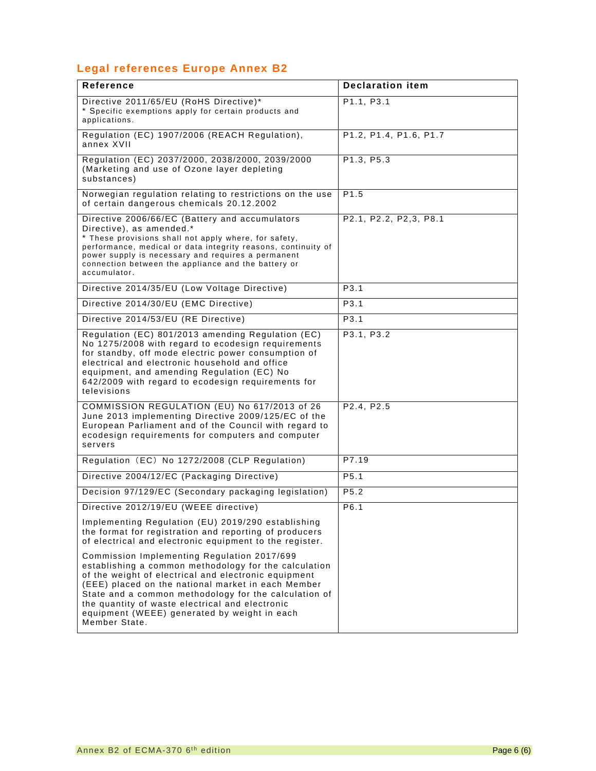## Legal references Europe Annex B2

| Reference | Declaration item |
|---|---|
| Directive 2011/65/EU (RoHS Directive)* <br> * Specific exemptions apply for certain products and applications. | P1.1, P3.1 |
| Regulation (EC) 1907/2006 (REACH Regulation), annex XVII | P1.2, P1.4, P1.6, P1.7 |
| Regulation (EC) 2037/2000, 2038/2000, 2039/2000 (Marketing and use of Ozone layer depleting substances) | P1.3, P5.3 |
| Norwegian regulation relating to restrictions on the use of certain dangerous chemicals 20.12.2002 | P1.5 |
| Directive 2006/66/EC (Battery and accumulators Directive), as amended.* <br> * These provisions shall not apply where, for safety, performance, medical or data integrity reasons, continuity of power supply is necessary and requires a permanent connection between the appliance and the battery or accumulator. | P2.1, P2.2, P2,3, P8.1 |
| Directive 2014/35/EU (Low Voltage Directive) | P3.1 |
| Directive 2014/30/EU (EMC Directive) | P3.1 |
| Directive 2014/53/EU (RE Directive) | P3.1 |
| Regulation (EC) 801/2013 amending Regulation (EC) No 1275/2008 with regard to ecodesign requirements for standby, off mode electric power consumption of electrical and electronic household and office equipment, and amending Regulation (EC) No 642/2009 with regard to ecodesign requirements for televisions | P3.1, P3.2 |
| COMMISSION REGULATION (EU) No 617/2013 of 26 June 2013 implementing Directive 2009/125/EC of the European Parliament and of the Council with regard to ecodesign requirements for computers and computer servers | P2.4, P2.5 |
| Regulation（EC）No 1272/2008 (CLP Regulation) | P7.19 |
| Directive 2004/12/EC (Packaging Directive) | P5.1 |
| Decision 97/129/EC (Secondary packaging legislation) | P5.2 |
| Directive 2012/19/EU (WEEE directive) <br><br> Implementing Regulation (EU) 2019/290 establishing the format for registration and reporting of producers of electrical and electronic equipment to the register. <br><br> Commission Implementing Regulation 2017/699 establishing a common methodology for the calculation of the weight of electrical and electronic equipment (EEE) placed on the national market in each Member State and a common methodology for the calculation of the quantity of waste electrical and electronic equipment (WEEE) generated by weight in each Member State. | P6.1 |